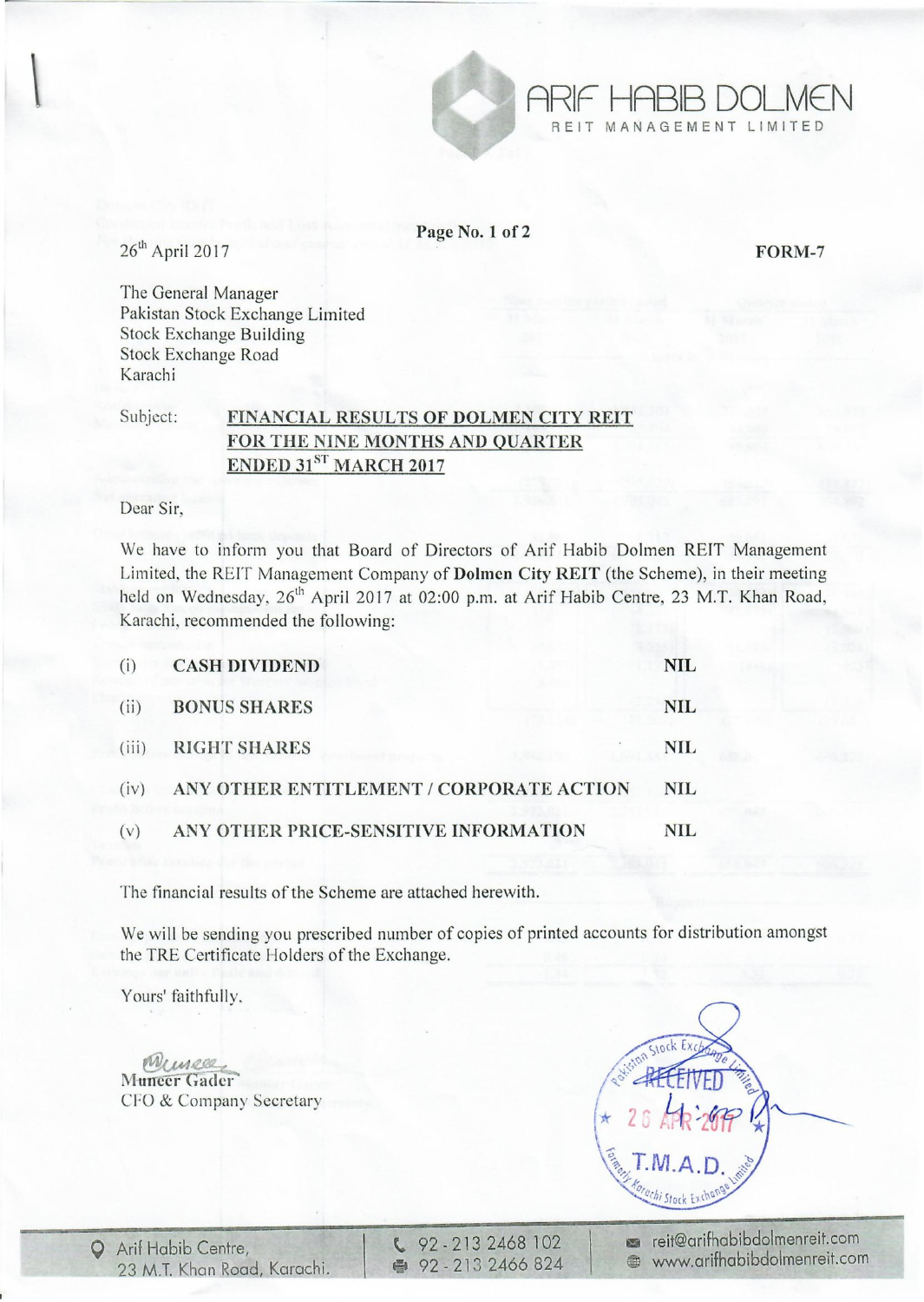ARIF HABIB DOLMEN
REIT MANAGEMENT LIMITED

26th April 2017

**FORM-7**

The General Manager
Pakistan Stock Exchange Limited
Stock Exchange Building
Stock Exchange Road
Karachi

Subject: **FINANCIAL RESULTS OF DOLMEN CITY REIT FOR THE NINE MONTHS AND QUARTER ENDED 31ST MARCH 2017**

Dear Sir,

We have to inform you that Board of Directors of Arif Habib Dolmen REIT Management Limited, the REIT Management Company of **Dolmen City REIT** (the Scheme), in their meeting held on Wednesday, 26th April 2017 at 02:00 p.m. at Arif Habib Centre, 23 M.T. Khan Road, Karachi, recommended the following:

| | | |
|---|---|---|
| (i) | **CASH DIVIDEND** | **NIL** |
| (ii) | **BONUS SHARES** | **NIL** |
| (iii) | **RIGHT SHARES** | **NIL** |
| (iv) | **ANY OTHER ENTITLEMENT / CORPORATE ACTION** | **NIL** |
| (v) | **ANY OTHER PRICE-SENSITIVE INFORMATION** | **NIL** |

The financial results of the Scheme are attached herewith.

We will be sending you prescribed number of copies of printed accounts for distribution amongst the TRE Certificate Holders of the Exchange.

Yours' faithfully,

Muneer Gader
CFO & Company Secretary

Pakistan Stock Exchange Limited
RECEIVED
26 APR 2017
T.M.A.D.
Formerly Karachi Stock Exchange Limited

Arif Habib Centre, 23 M.T. Khan Road, Karachi. | 92-213 2468 102 | 92-213 2466 824 | reit@arifhabibdolmenreit.com | www.arifhabibdolmenreit.com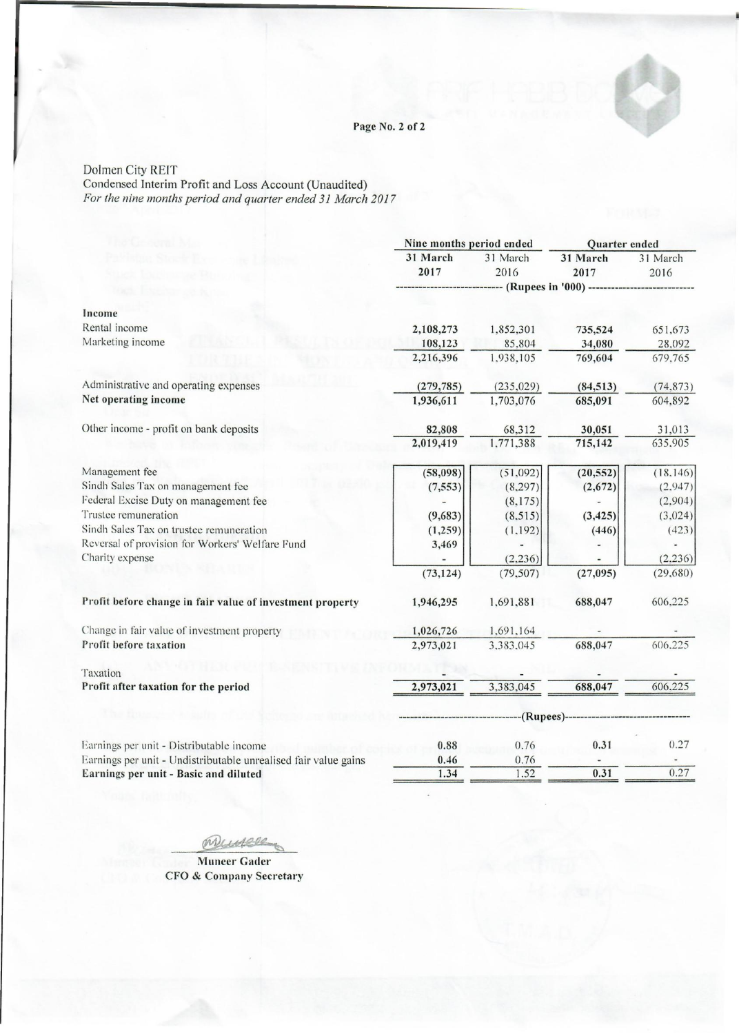Dolmen City REIT

Condensed Interim Profit and Loss Account (Unaudited)

*For the nine months period and quarter ended 31 March 2017*

| | Nine months period ended | | Quarter ended | |
|---|---|---|---|---|
| | **31 March 2017** | 31 March 2016 | **31 March 2017** | 31 March 2016 |
| | (Rupees in '000) | | | |
| **Income** | | | | |
| Rental income | **2,108,273** | 1,852,301 | **735,524** | 651,673 |
| Marketing income | **108,123** | 85,804 | **34,080** | 28,092 |
| | **2,216,396** | 1,938,105 | **769,604** | 679,765 |
| Administrative and operating expenses | **(279,785)** | (235,029) | **(84,513)** | (74,873) |
| **Net operating income** | **1,936,611** | 1,703,076 | **685,091** | 604,892 |
| Other income - profit on bank deposits | **82,808** | 68,312 | **30,051** | 31,013 |
| | **2,019,419** | 1,771,388 | **715,142** | 635,905 |
| Management fee | **(58,098)** | (51,092) | **(20,552)** | (18,146) |
| Sindh Sales Tax on management fee | **(7,553)** | (8,297) | **(2,672)** | (2,947) |
| Federal Excise Duty on management fee | **-** | (8,175) | **-** | (2,904) |
| Trustee remuneration | **(9,683)** | (8,515) | **(3,425)** | (3,024) |
| Sindh Sales Tax on trustee remuneration | **(1,259)** | (1,192) | **(446)** | (423) |
| Reversal of provision for Workers' Welfare Fund | **3,469** | - | **-** | - |
| Charity expense | **-** | (2,236) | **-** | (2,236) |
| | **(73,124)** | (79,507) | **(27,095)** | (29,680) |
| **Profit before change in fair value of investment property** | **1,946,295** | 1,691,881 | **688,047** | 606,225 |
| Change in fair value of investment property | **1,026,726** | 1,691,164 | **-** | - |
| **Profit before taxation** | **2,973,021** | 3,383,045 | **688,047** | 606,225 |
| Taxation | **-** | - | **-** | - |
| **Profit after taxation for the period** | **2,973,021** | 3,383,045 | **688,047** | 606,225 |
| | (Rupees) | | | |
| Earnings per unit - Distributable income | **0.88** | 0.76 | **0.31** | 0.27 |
| Earnings per unit - Undistributable unrealised fair value gains | **0.46** | 0.76 | **-** | - |
| **Earnings per unit - Basic and diluted** | **1.34** | 1.52 | **0.31** | 0.27 |

**Muneer Gader**
**CFO & Company Secretary**